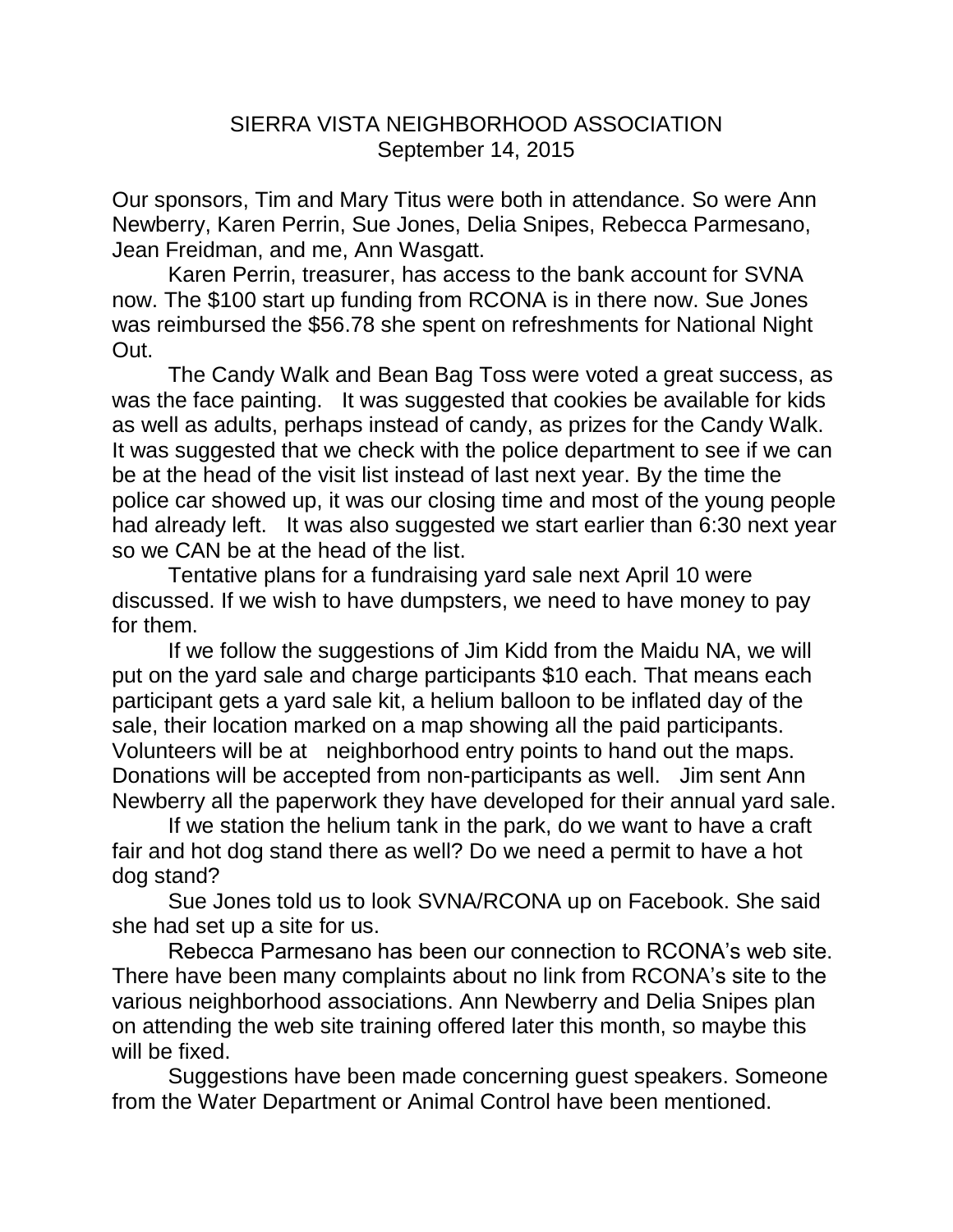# SIERRA VISTA NEIGHBORHOOD ASSOCIATION

September 14, 2015

Our sponsors, Tim and Mary Titus were both in attendance. So were Ann Newberry, Karen Perrin, Sue Jones, Delia Snipes, Rebecca Parmesano, Jean Freidman, and me, Ann Wasgatt.

Karen Perrin, treasurer, has access to the bank account for SVNA now. The $100 start up funding from RCONA is in there now. Sue Jones was reimbursed the $56.78 she spent on refreshments for National Night Out.

The Candy Walk and Bean Bag Toss were voted a great success, as was the face painting. It was suggested that cookies be available for kids as well as adults, perhaps instead of candy, as prizes for the Candy Walk. It was suggested that we check with the police department to see if we can be at the head of the visit list instead of last next year. By the time the police car showed up, it was our closing time and most of the young people had already left. It was also suggested we start earlier than 6:30 next year so we CAN be at the head of the list.

Tentative plans for a fundraising yard sale next April 10 were discussed. If we wish to have dumpsters, we need to have money to pay for them.

If we follow the suggestions of Jim Kidd from the Maidu NA, we will put on the yard sale and charge participants $10 each. That means each participant gets a yard sale kit, a helium balloon to be inflated day of the sale, their location marked on a map showing all the paid participants. Volunteers will be at neighborhood entry points to hand out the maps. Donations will be accepted from non-participants as well. Jim sent Ann Newberry all the paperwork they have developed for their annual yard sale.

If we station the helium tank in the park, do we want to have a craft fair and hot dog stand there as well? Do we need a permit to have a hot dog stand?

Sue Jones told us to look SVNA/RCONA up on Facebook. She said she had set up a site for us.

Rebecca Parmesano has been our connection to RCONA's web site. There have been many complaints about no link from RCONA's site to the various neighborhood associations. Ann Newberry and Delia Snipes plan on attending the web site training offered later this month, so maybe this will be fixed.

Suggestions have been made concerning guest speakers. Someone from the Water Department or Animal Control have been mentioned.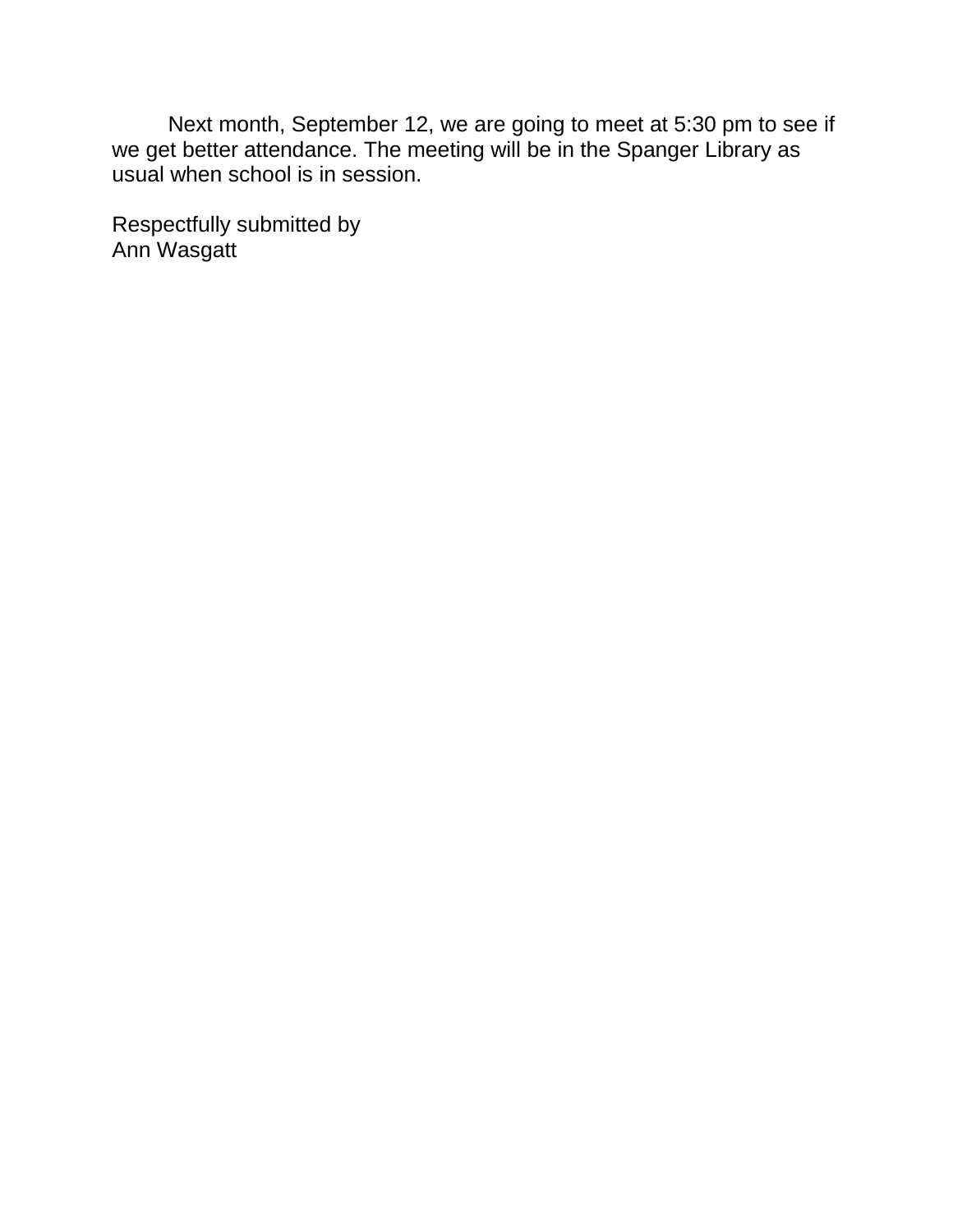Next month, September 12, we are going to meet at 5:30 pm to see if we get better attendance. The meeting will be in the Spanger Library as usual when school is in session.

Respectfully submitted by  
Ann Wasgatt